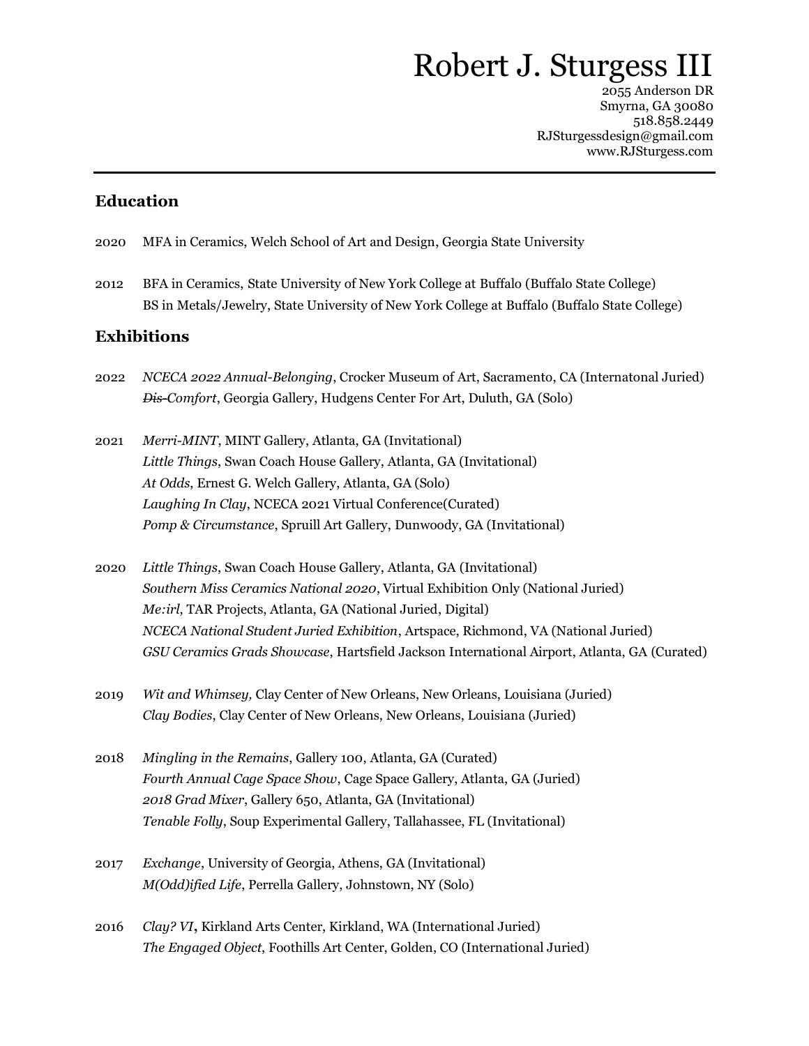# Robert J. Sturgess III

2055 Anderson DR
Smyrna, GA 30080
518.858.2449
RJSturgessdesign@gmail.com
www.RJSturgess.com

---

## Education

2020 MFA in Ceramics, Welch School of Art and Design, Georgia State University

2012 BFA in Ceramics, State University of New York College at Buffalo (Buffalo State College)
BS in Metals/Jewelry, State University of New York College at Buffalo (Buffalo State College)

## Exhibitions

2022 *NCECA 2022 Annual-Belonging*, Crocker Museum of Art, Sacramento, CA (Internatonal Juried)
*~~Dis-~~Comfort*, Georgia Gallery, Hudgens Center For Art, Duluth, GA (Solo)

2021 *Merri-MINT*, MINT Gallery, Atlanta, GA (Invitational)
*Little Things*, Swan Coach House Gallery, Atlanta, GA (Invitational)
*At Odds*, Ernest G. Welch Gallery, Atlanta, GA (Solo)
*Laughing In Clay*, NCECA 2021 Virtual Conference(Curated)
*Pomp & Circumstance*, Spruill Art Gallery, Dunwoody, GA (Invitational)

2020 *Little Things*, Swan Coach House Gallery, Atlanta, GA (Invitational)
*Southern Miss Ceramics National 2020*, Virtual Exhibition Only (National Juried)
*Me:irl*, TAR Projects, Atlanta, GA (National Juried, Digital)
*NCECA National Student Juried Exhibition*, Artspace, Richmond, VA (National Juried)
*GSU Ceramics Grads Showcase*, Hartsfield Jackson International Airport, Atlanta, GA (Curated)

2019 *Wit and Whimsey,* Clay Center of New Orleans, New Orleans, Louisiana (Juried)
*Clay Bodies*, Clay Center of New Orleans, New Orleans, Louisiana (Juried)

2018 *Mingling in the Remains*, Gallery 100, Atlanta, GA (Curated)
*Fourth Annual Cage Space Show*, Cage Space Gallery, Atlanta, GA (Juried)
*2018 Grad Mixer*, Gallery 650, Atlanta, GA (Invitational)
*Tenable Folly*, Soup Experimental Gallery, Tallahassee, FL (Invitational)

2017 *Exchange*, University of Georgia, Athens, GA (Invitational)
*M(Odd)ified Life*, Perrella Gallery, Johnstown, NY (Solo)

2016 *Clay? VI***,** Kirkland Arts Center, Kirkland, WA (International Juried)
*The Engaged Object*, Foothills Art Center, Golden, CO (International Juried)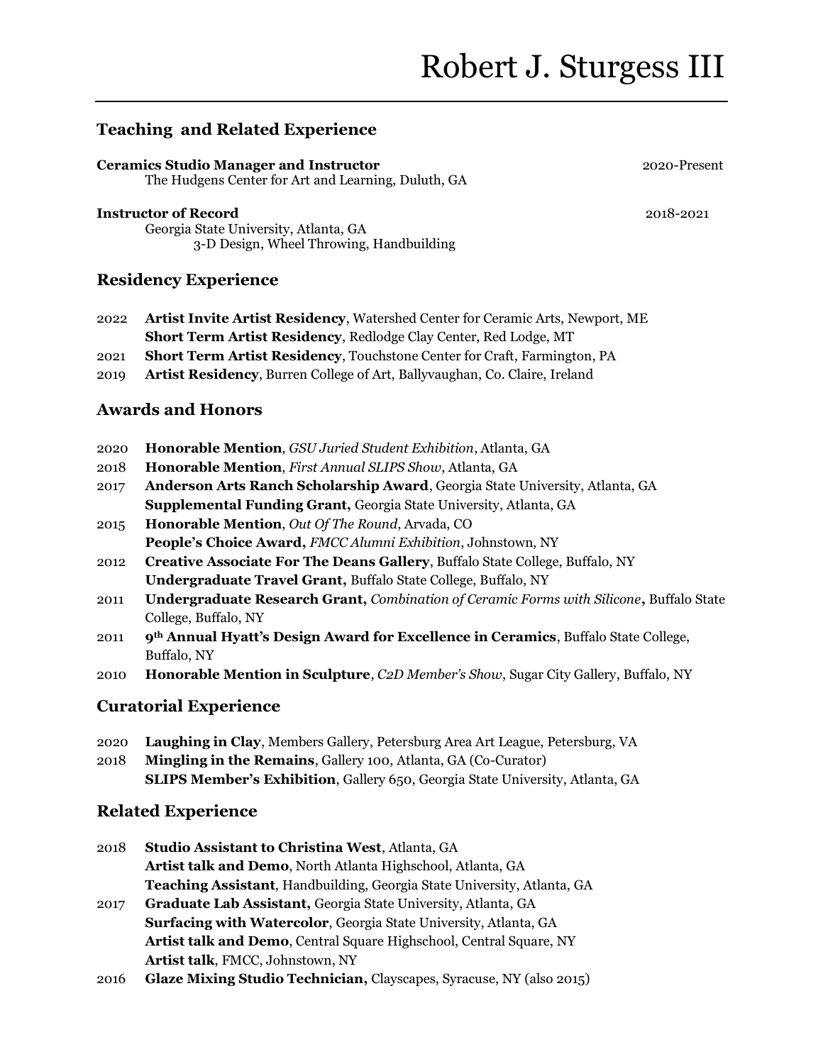# Robert J. Sturgess III

## Teaching and Related Experience

**Ceramics Studio Manager and Instructor** 2020-Present
The Hudgens Center for Art and Learning, Duluth, GA

**Instructor of Record** 2018-2021
Georgia State University, Atlanta, GA
3-D Design, Wheel Throwing, Handbuilding

## Residency Experience

2022 **Artist Invite Artist Residency**, Watershed Center for Ceramic Arts, Newport, ME
**Short Term Artist Residency**, Redlodge Clay Center, Red Lodge, MT
2021 **Short Term Artist Residency**, Touchstone Center for Craft, Farmington, PA
2019 **Artist Residency**, Burren College of Art, Ballyvaughan, Co. Claire, Ireland

## Awards and Honors

2020 **Honorable Mention**, *GSU Juried Student Exhibition*, Atlanta, GA
2018 **Honorable Mention**, *First Annual SLIPS Show*, Atlanta, GA
2017 **Anderson Arts Ranch Scholarship Award**, Georgia State University, Atlanta, GA
**Supplemental Funding Grant,** Georgia State University, Atlanta, GA
2015 **Honorable Mention**, *Out Of The Round*, Arvada, CO
**People's Choice Award,** *FMCC Alumni Exhibition*, Johnstown, NY
2012 **Creative Associate For The Deans Gallery**, Buffalo State College, Buffalo, NY
**Undergraduate Travel Grant,** Buffalo State College, Buffalo, NY
2011 **Undergraduate Research Grant,** *Combination of Ceramic Forms with Silicone***,** Buffalo State College, Buffalo, NY
2011 **9th Annual Hyatt's Design Award for Excellence in Ceramics**, Buffalo State College, Buffalo, NY
2010 **Honorable Mention in Sculpture**, *C2D Member's Show*, Sugar City Gallery, Buffalo, NY

## Curatorial Experience

2020 **Laughing in Clay**, Members Gallery, Petersburg Area Art League, Petersburg, VA
2018 **Mingling in the Remains**, Gallery 100, Atlanta, GA (Co-Curator)
**SLIPS Member's Exhibition**, Gallery 650, Georgia State University, Atlanta, GA

## Related Experience

2018 **Studio Assistant to Christina West**, Atlanta, GA
**Artist talk and Demo**, North Atlanta Highschool, Atlanta, GA
**Teaching Assistant**, Handbuilding, Georgia State University, Atlanta, GA
2017 **Graduate Lab Assistant,** Georgia State University, Atlanta, GA
**Surfacing with Watercolor**, Georgia State University, Atlanta, GA
**Artist talk and Demo**, Central Square Highschool, Central Square, NY
**Artist talk**, FMCC, Johnstown, NY
2016 **Glaze Mixing Studio Technician,** Clayscapes, Syracuse, NY (also 2015)